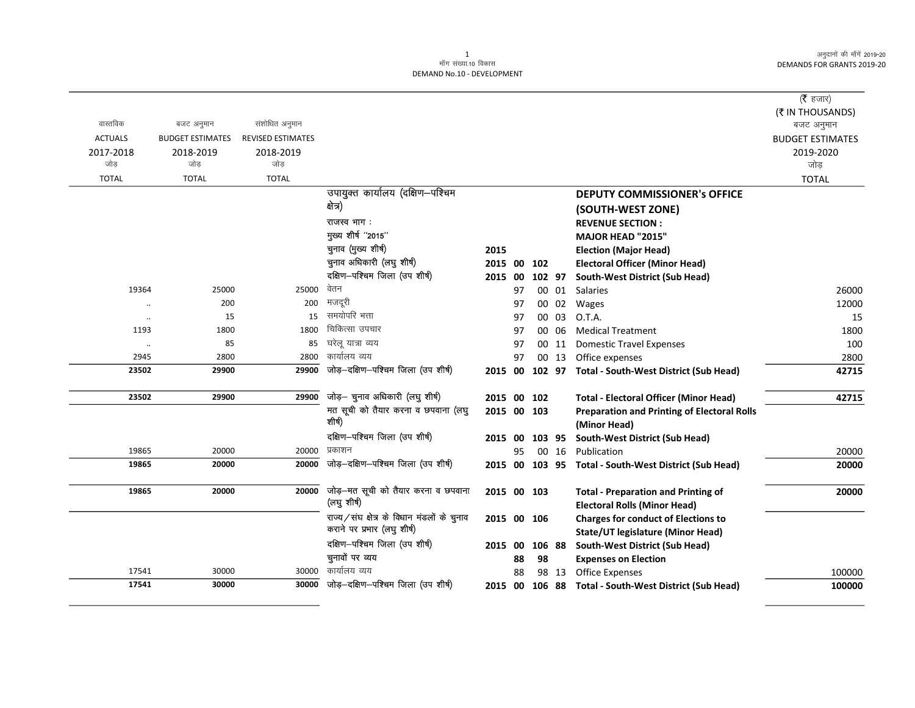मॉंग संख्या.10 विकास
DEMAND No.10 - DEVELOPMENT

अनुदानों की मॉंगें 2019-20
DEMANDS FOR GRANTS 2019-20

(₹ हजार)
(₹ IN THOUSANDS)

| वास्तविक ACTUALS 2017-2018 जोड़ TOTAL | बजट अनुमान BUDGET ESTIMATES 2018-2019 जोड़ TOTAL | संशोधित अनुमान REVISED ESTIMATES 2018-2019 जोड़ TOTAL | | | | | | | बजट अनुमान BUDGET ESTIMATES 2019-2020 जोड़ TOTAL |
|---|---|---|---|---|---|---|---|---|---|
| | | | उपायुक्त कार्यालय (दक्षिण–पश्चिम क्षेत्र) | | | | | **DEPUTY COMMISSIONER's OFFICE (SOUTH-WEST ZONE)** | |
| | | | राजस्व भाग : | | | | | **REVENUE SECTION :** | |
| | | | मुख्य शीर्ष "2015" | | | | | **MAJOR HEAD "2015"** | |
| | | | चुनाव (मुख्य शीर्ष) | **2015** | | | | **Election (Major Head)** | |
| | | | चुनाव अधिकारी (लघु शीर्ष) | **2015** | **00** | **102** | | **Electoral Officer (Minor Head)** | |
| | | | दक्षिण–पश्चिम जिला (उप शीर्ष) | **2015** | **00** | **102** | **97** | **South-West District (Sub Head)** | |
| 19364 | 25000 | 25000 | वेतन | | 97 | 00 | 01 | Salaries | 26000 |
| .. | 200 | 200 | मजदूरी | | 97 | 00 | 02 | Wages | 12000 |
| .. | 15 | 15 | समयोपरि भत्ता | | 97 | 00 | 03 | O.T.A. | 15 |
| 1193 | 1800 | 1800 | चिकित्सा उपचार | | 97 | 00 | 06 | Medical Treatment | 1800 |
| .. | 85 | 85 | घरेलू यात्रा व्यय | | 97 | 00 | 11 | Domestic Travel Expenses | 100 |
| 2945 | 2800 | 2800 | कार्यालय व्यय | | 97 | 00 | 13 | Office expenses | 2800 |
| **23502** | **29900** | **29900** | जोड़–दक्षिण–पश्चिम जिला (उप शीर्ष) | **2015** | **00** | **102** | **97** | **Total - South-West District (Sub Head)** | **42715** |
| **23502** | **29900** | **29900** | जोड़– चुनाव अधिकारी (लघु शीर्ष) | **2015** | **00** | **102** | | **Total - Electoral Officer (Minor Head)** | **42715** |
| | | | मत सूची को तैयार करना व छपवाना (लघु शीर्ष) | **2015** | **00** | **103** | | **Preparation and Printing of Electoral Rolls (Minor Head)** | |
| | | | दक्षिण–पश्चिम जिला (उप शीर्ष) | **2015** | **00** | **103** | **95** | **South-West District (Sub Head)** | |
| 19865 | 20000 | 20000 | प्रकाशन | | 95 | 00 | 16 | Publication | 20000 |
| **19865** | **20000** | **20000** | जोड़–दक्षिण–पश्चिम जिला (उप शीर्ष) | **2015** | **00** | **103** | **95** | **Total - South-West District (Sub Head)** | **20000** |
| **19865** | **20000** | **20000** | जोड़–मत सूची को तैयार करना व छपवाना (लघु शीर्ष) | **2015** | **00** | **103** | | **Total - Preparation and Printing of Electoral Rolls (Minor Head)** | **20000** |
| | | | राज्य/संघ क्षेत्र के विधान मंडलों के चुनाव कराने पर प्रभार (लघु शीर्ष) | **2015** | **00** | **106** | | **Charges for conduct of Elections to State/UT legislature (Minor Head)** | |
| | | | दक्षिण–पश्चिम जिला (उप शीर्ष) | **2015** | **00** | **106** | **88** | **South-West District (Sub Head)** | |
| | | | चुनावों पर व्यय | | **88** | **98** | | **Expenses on Election** | |
| 17541 | 30000 | 30000 | कार्यालय व्यय | | 88 | 98 | 13 | Office Expenses | 100000 |
| **17541** | **30000** | **30000** | जोड़–दक्षिण–पश्चिम जिला (उप शीर्ष) | **2015** | **00** | **106** | **88** | **Total - South-West District (Sub Head)** | **100000** |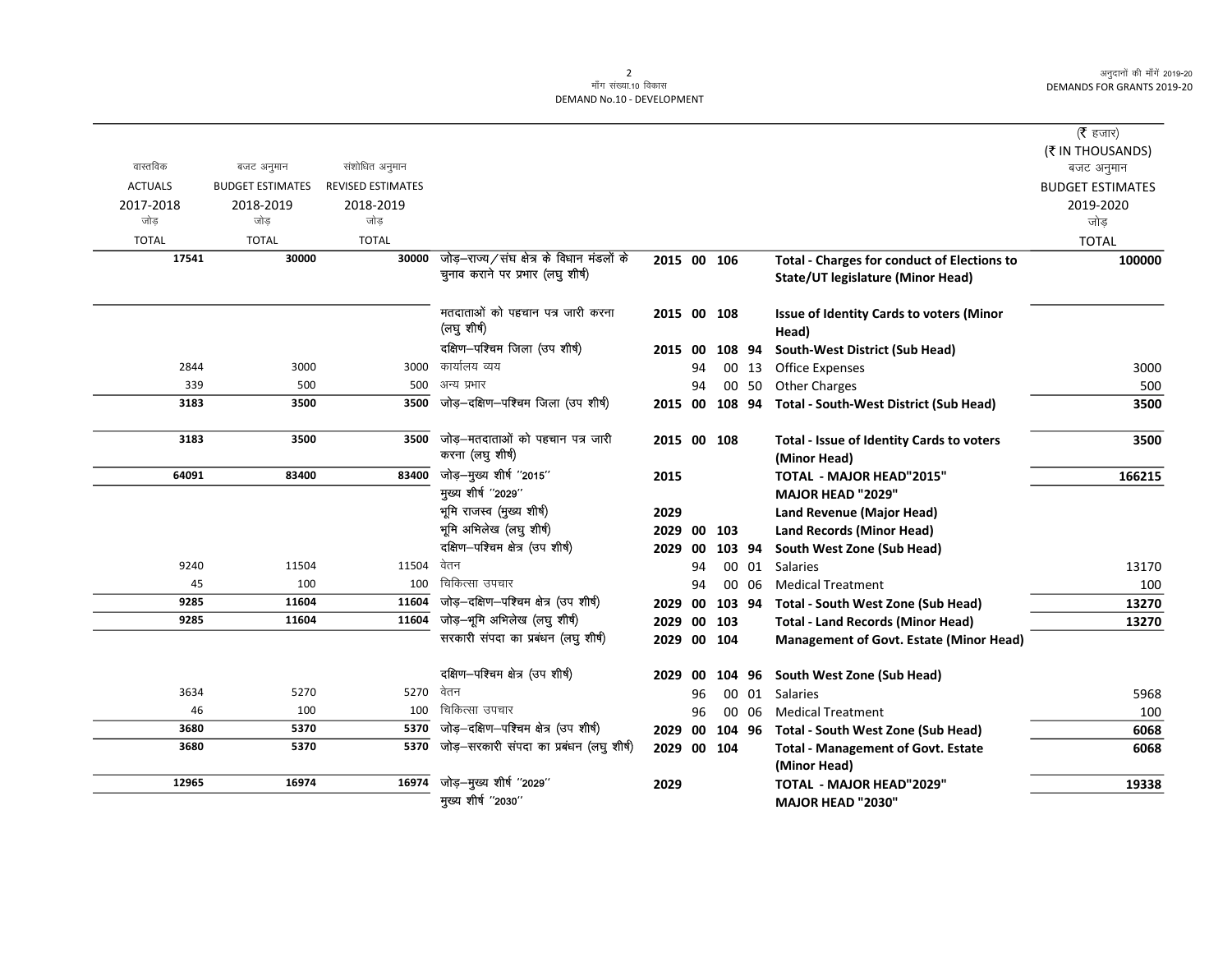| वास्तविक ACTUALS 2017-2018 जोड़ TOTAL | बजट अनुमान BUDGET ESTIMATES 2018-2019 जोड़ TOTAL | संशोधित अनुमान REVISED ESTIMATES 2018-2019 जोड़ TOTAL | | | | | | | (₹ हजार) (₹ IN THOUSANDS) बजट अनुमान BUDGET ESTIMATES 2019-2020 जोड़ TOTAL |
|---|---|---|---|---|---|---|---|---|---|
| 17541 | 30000 | 30000 | जोड़–राज्य/संघ क्षेत्र के विधान मंडलों के चुनाव कराने पर प्रभार (लघु शीर्ष) | 2015 | 00 | 106 | | Total - Charges for conduct of Elections to State/UT legislature (Minor Head) | 100000 |
| | | | मतदाताओं को पहचान पत्र जारी करना (लघु शीर्ष) | 2015 | 00 | 108 | | Issue of Identity Cards to voters (Minor Head) | |
| | | | दक्षिण–पश्चिम जिला (उप शीर्ष) | 2015 | 00 | 108 | 94 | South-West District (Sub Head) | |
| 2844 | 3000 | 3000 | कार्यालय व्यय | | 94 | 00 | 13 | Office Expenses | 3000 |
| 339 | 500 | 500 | अन्य प्रभार | | 94 | 00 | 50 | Other Charges | 500 |
| 3183 | 3500 | 3500 | जोड़–दक्षिण–पश्चिम जिला (उप शीर्ष) | 2015 | 00 | 108 | 94 | Total - South-West District (Sub Head) | 3500 |
| 3183 | 3500 | 3500 | जोड़–मतदाताओं को पहचान पत्र जारी करना (लघु शीर्ष) | 2015 | 00 | 108 | | Total - Issue of Identity Cards to voters (Minor Head) | 3500 |
| 64091 | 83400 | 83400 | जोड़–मुख्य शीर्ष ''2015'' | 2015 | | | | TOTAL - MAJOR HEAD"2015" | 166215 |
| | | | मुख्य शीर्ष ''2029'' | | | | | MAJOR HEAD "2029" | |
| | | | भूमि राजस्व (मुख्य शीर्ष) | 2029 | | | | Land Revenue (Major Head) | |
| | | | भूमि अभिलेख (लघु शीर्ष) | 2029 | 00 | 103 | | Land Records (Minor Head) | |
| | | | दक्षिण–पश्चिम क्षेत्र (उप शीर्ष) | 2029 | 00 | 103 | 94 | South West Zone (Sub Head) | |
| 9240 | 11504 | 11504 | वेतन | | 94 | 00 | 01 | Salaries | 13170 |
| 45 | 100 | 100 | चिकित्सा उपचार | | 94 | 00 | 06 | Medical Treatment | 100 |
| 9285 | 11604 | 11604 | जोड़–दक्षिण–पश्चिम क्षेत्र (उप शीर्ष) | 2029 | 00 | 103 | 94 | Total - South West Zone (Sub Head) | 13270 |
| 9285 | 11604 | 11604 | जोड़–भूमि अभिलेख (लघु शीर्ष) | 2029 | 00 | 103 | | Total - Land Records (Minor Head) | 13270 |
| | | | सरकारी संपदा का प्रबंधन (लघु शीर्ष) | 2029 | 00 | 104 | | Management of Govt. Estate (Minor Head) | |
| | | | दक्षिण–पश्चिम क्षेत्र (उप शीर्ष) | 2029 | 00 | 104 | 96 | South West Zone (Sub Head) | |
| 3634 | 5270 | 5270 | वेतन | | 96 | 00 | 01 | Salaries | 5968 |
| 46 | 100 | 100 | चिकित्सा उपचार | | 96 | 00 | 06 | Medical Treatment | 100 |
| 3680 | 5370 | 5370 | जोड़–दक्षिण–पश्चिम क्षेत्र (उप शीर्ष) | 2029 | 00 | 104 | 96 | Total - South West Zone (Sub Head) | 6068 |
| 3680 | 5370 | 5370 | जोड़–सरकारी संपदा का प्रबंधन (लघु शीर्ष) | 2029 | 00 | 104 | | Total - Management of Govt. Estate (Minor Head) | 6068 |
| 12965 | 16974 | 16974 | जोड़–मुख्य शीर्ष ''2029'' | 2029 | | | | TOTAL - MAJOR HEAD"2029" | 19338 |
| | | | मुख्य शीर्ष ''2030'' | | | | | MAJOR HEAD "2030" | |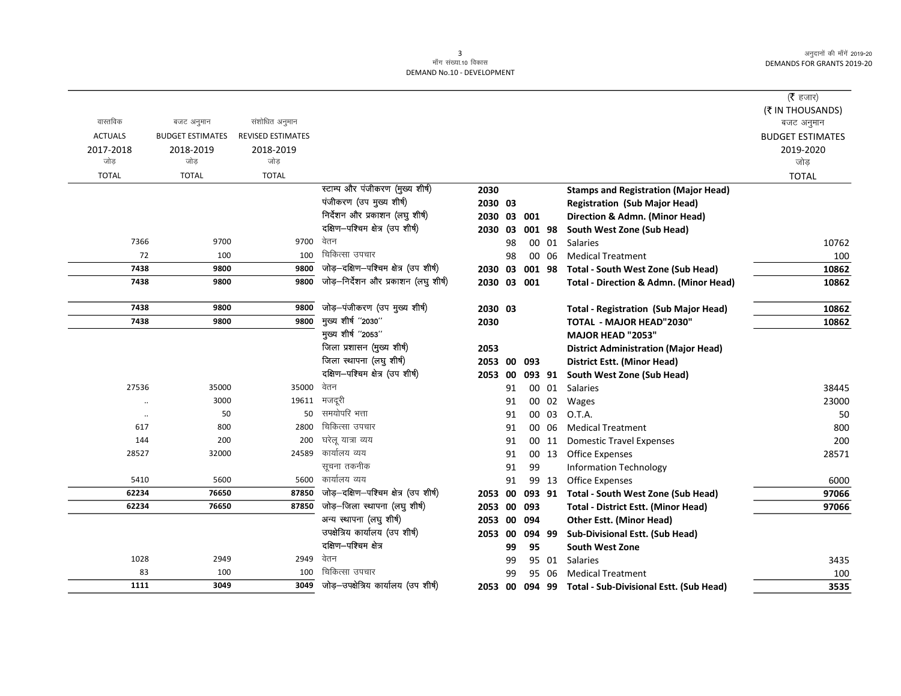मॉंग संख्या.10 विकास
DEMAND No.10 - DEVELOPMENT

| वास्तविक ACTUALS 2017-2018 जोड़ TOTAL | बजट अनुमान BUDGET ESTIMATES 2018-2019 जोड़ TOTAL | संशोधित अनुमान REVISED ESTIMATES 2018-2019 जोड़ TOTAL | | | | | | | (₹ हजार) (₹ IN THOUSANDS) बजट अनुमान BUDGET ESTIMATES 2019-2020 जोड़ TOTAL |
|---|---|---|---|---|---|---|---|---|---|
| | | | स्टाम्प और पंजीकरण (मुख्य शीर्ष) | 2030 | | | | **Stamps and Registration (Major Head)** | |
| | | | पंजीकरण (उप मुख्य शीर्ष) | 2030 | 03 | | | **Registration (Sub Major Head)** | |
| | | | निर्देशन और प्रकाशन (लघु शीर्ष) | 2030 | 03 | 001 | | **Direction & Admn. (Minor Head)** | |
| | | | दक्षिण–पश्चिम क्षेत्र (उप शीर्ष) | 2030 | 03 | 001 | 98 | **South West Zone (Sub Head)** | |
| 7366 | 9700 | 9700 | वेतन | | 98 | 00 | 01 | Salaries | 10762 |
| 72 | 100 | 100 | चिकित्सा उपचार | | 98 | 00 | 06 | Medical Treatment | 100 |
| **7438** | **9800** | **9800** | जोड़–दक्षिण–पश्चिम क्षेत्र (उप शीर्ष) | 2030 | 03 | 001 | 98 | **Total - South West Zone (Sub Head)** | **10862** |
| **7438** | **9800** | **9800** | जोड़–निर्देशन और प्रकाशन (लघु शीर्ष) | 2030 | 03 | 001 | | **Total - Direction & Admn. (Minor Head)** | **10862** |
| **7438** | **9800** | **9800** | जोड़–पंजीकरण (उप मुख्य शीर्ष) | 2030 | 03 | | | **Total - Registration (Sub Major Head)** | **10862** |
| **7438** | **9800** | **9800** | मुख्य शीर्ष "2030" | 2030 | | | | **TOTAL - MAJOR HEAD"2030"** | **10862** |
| | | | मुख्य शीर्ष "2053" | | | | | **MAJOR HEAD "2053"** | |
| | | | जिला प्रशासन (मुख्य शीर्ष) | 2053 | | | | **District Administration (Major Head)** | |
| | | | जिला स्थापना (लघु शीर्ष) | 2053 | 00 | 093 | | **District Estt. (Minor Head)** | |
| | | | दक्षिण–पश्चिम क्षेत्र (उप शीर्ष) | 2053 | 00 | 093 | 91 | **South West Zone (Sub Head)** | |
| 27536 | 35000 | 35000 | वेतन | | 91 | 00 | 01 | Salaries | 38445 |
| .. | 3000 | 19611 | मजदूरी | | 91 | 00 | 02 | Wages | 23000 |
| .. | 50 | 50 | समयोपरि भत्ता | | 91 | 00 | 03 | O.T.A. | 50 |
| 617 | 800 | 2800 | चिकित्सा उपचार | | 91 | 00 | 06 | Medical Treatment | 800 |
| 144 | 200 | 200 | घरेलू यात्रा व्यय | | 91 | 00 | 11 | Domestic Travel Expenses | 200 |
| 28527 | 32000 | 24589 | कार्यालय व्यय | | 91 | 00 | 13 | Office Expenses | 28571 |
| | | | सूचना तकनीक | | 91 | 99 | | Information Technology | |
| 5410 | 5600 | 5600 | कार्यालय व्यय | | 91 | 99 | 13 | Office Expenses | 6000 |
| **62234** | **76650** | **87850** | जोड़–दक्षिण–पश्चिम क्षेत्र (उप शीर्ष) | 2053 | 00 | 093 | 91 | **Total - South West Zone (Sub Head)** | **97066** |
| **62234** | **76650** | **87850** | जोड़–जिला स्थापना (लघु शीर्ष) | 2053 | 00 | 093 | | **Total - District Estt. (Minor Head)** | **97066** |
| | | | अन्य स्थापना (लघु शीर्ष) | 2053 | 00 | 094 | | **Other Estt. (Minor Head)** | |
| | | | उपक्षेत्रिय कार्यालय (उप शीर्ष) | 2053 | 00 | 094 | 99 | **Sub-Divisional Estt. (Sub Head)** | |
| | | | दक्षिण–पश्चिम क्षेत्र | | 99 | 95 | | **South West Zone** | |
| 1028 | 2949 | 2949 | वेतन | | 99 | 95 | 01 | Salaries | 3435 |
| 83 | 100 | 100 | चिकित्सा उपचार | | 99 | 95 | 06 | Medical Treatment | 100 |
| **1111** | **3049** | **3049** | जोड़–उपक्षेत्रिय कार्यालय (उप शीर्ष) | 2053 | 00 | 094 | 99 | **Total - Sub-Divisional Estt. (Sub Head)** | **3535** |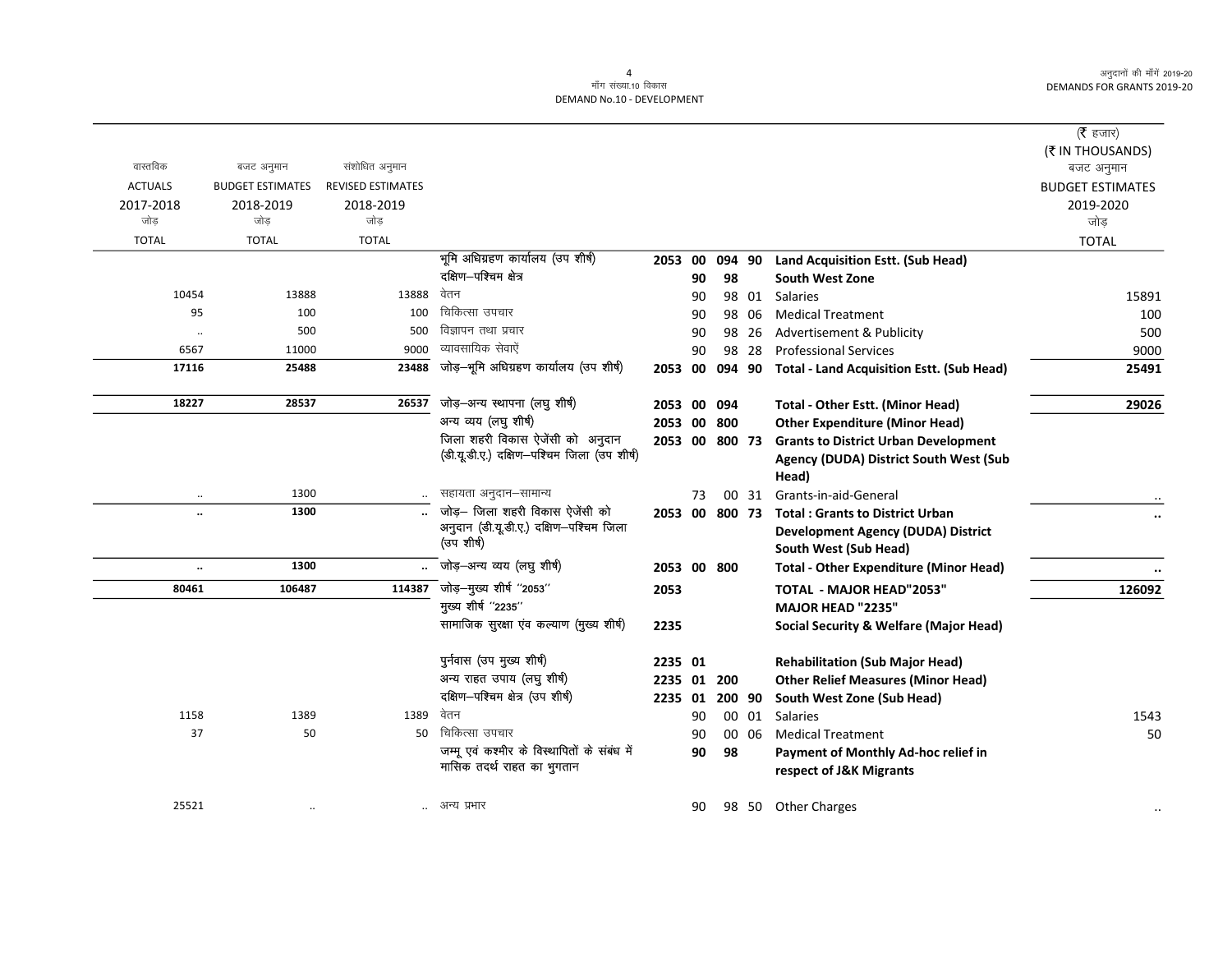| वास्तविक ACTUALS 2017-2018 जोड़ TOTAL | बजट अनुमान BUDGET ESTIMATES 2018-2019 जोड़ TOTAL | संशोधित अनुमान REVISED ESTIMATES 2018-2019 जोड़ TOTAL | | | | | | | (₹ हजार) (₹ IN THOUSANDS) बजट अनुमान BUDGET ESTIMATES 2019-2020 जोड़ TOTAL |
|---|---|---|---|---|---|---|---|---|---|
| | | | भूमि अधिग्रहण कार्यालय (उप शीर्ष) | 2053 | 00 | 094 | 90 | **Land Acquisition Estt. (Sub Head)** | |
| | | | दक्षिण–पश्चिम क्षेत्र | | 90 | 98 | | **South West Zone** | |
| 10454 | 13888 | 13888 | वेतन | | 90 | 98 | 01 | Salaries | 15891 |
| 95 | 100 | 100 | चिकित्सा उपचार | | 90 | 98 | 06 | Medical Treatment | 100 |
| .. | 500 | 500 | विज्ञापन तथा प्रचार | | 90 | 98 | 26 | Advertisement & Publicity | 500 |
| 6567 | 11000 | 9000 | व्यावसायिक सेवाऐं | | 90 | 98 | 28 | Professional Services | 9000 |
| **17116** | **25488** | **23488** | जोड़–भूमि अधिग्रहण कार्यालय (उप शीर्ष) | 2053 | 00 | 094 | 90 | **Total - Land Acquisition Estt. (Sub Head)** | **25491** |
| **18227** | **28537** | **26537** | जोड़–अन्य स्थापना (लघु शीर्ष) | 2053 | 00 | 094 | | **Total - Other Estt. (Minor Head)** | **29026** |
| | | | अन्य व्यय (लघु शीर्ष) | 2053 | 00 | 800 | | **Other Expenditure (Minor Head)** | |
| | | | जिला शहरी विकास ऐजेंसी को अनुदान (डी.यू.डी.ए.) दक्षिण–पश्चिम जिला (उप शीर्ष) | 2053 | 00 | 800 | 73 | **Grants to District Urban Development Agency (DUDA) District South West (Sub Head)** | |
| .. | 1300 | .. | सहायता अनुदान–सामान्य | | 73 | 00 | 31 | Grants-in-aid-General | .. |
| **..** | **1300** | **..** | जोड़– जिला शहरी विकास ऐजेंसी को अनुदान (डी.यू.डी.ए.) दक्षिण–पश्चिम जिला (उप शीर्ष) | 2053 | 00 | 800 | 73 | **Total : Grants to District Urban Development Agency (DUDA) District South West (Sub Head)** | **..** |
| **..** | **1300** | **..** | जोड़–अन्य व्यय (लघु शीर्ष) | 2053 | 00 | 800 | | **Total - Other Expenditure (Minor Head)** | **..** |
| **80461** | **106487** | **114387** | जोड़–मुख्य शीर्ष ''2053'' | 2053 | | | | **TOTAL - MAJOR HEAD"2053"** | **126092** |
| | | | मुख्य शीर्ष ''2235'' | | | | | **MAJOR HEAD "2235"** | |
| | | | सामाजिक सुरक्षा एंव कल्याण (मुख्य शीर्ष) | 2235 | | | | **Social Security & Welfare (Major Head)** | |
| | | | पुर्नवास (उप मुख्य शीर्ष) | 2235 | 01 | | | **Rehabilitation (Sub Major Head)** | |
| | | | अन्य राहत उपाय (लघु शीर्ष) | 2235 | 01 | 200 | | **Other Relief Measures (Minor Head)** | |
| | | | दक्षिण–पश्चिम क्षेत्र (उप शीर्ष) | 2235 | 01 | 200 | 90 | **South West Zone (Sub Head)** | |
| 1158 | 1389 | 1389 | वेतन | | 90 | 00 | 01 | Salaries | 1543 |
| 37 | 50 | 50 | चिकित्सा उपचार | | 90 | 00 | 06 | Medical Treatment | 50 |
| | | | जम्मू एवं कश्मीर के विस्थापितों के संबंध में मासिक तदर्थ राहत का भुगतान | | 90 | 98 | | **Payment of Monthly Ad-hoc relief in respect of J&K Migrants** | |
| 25521 | .. | .. | अन्य प्रभार | | 90 | 98 | 50 | Other Charges | .. |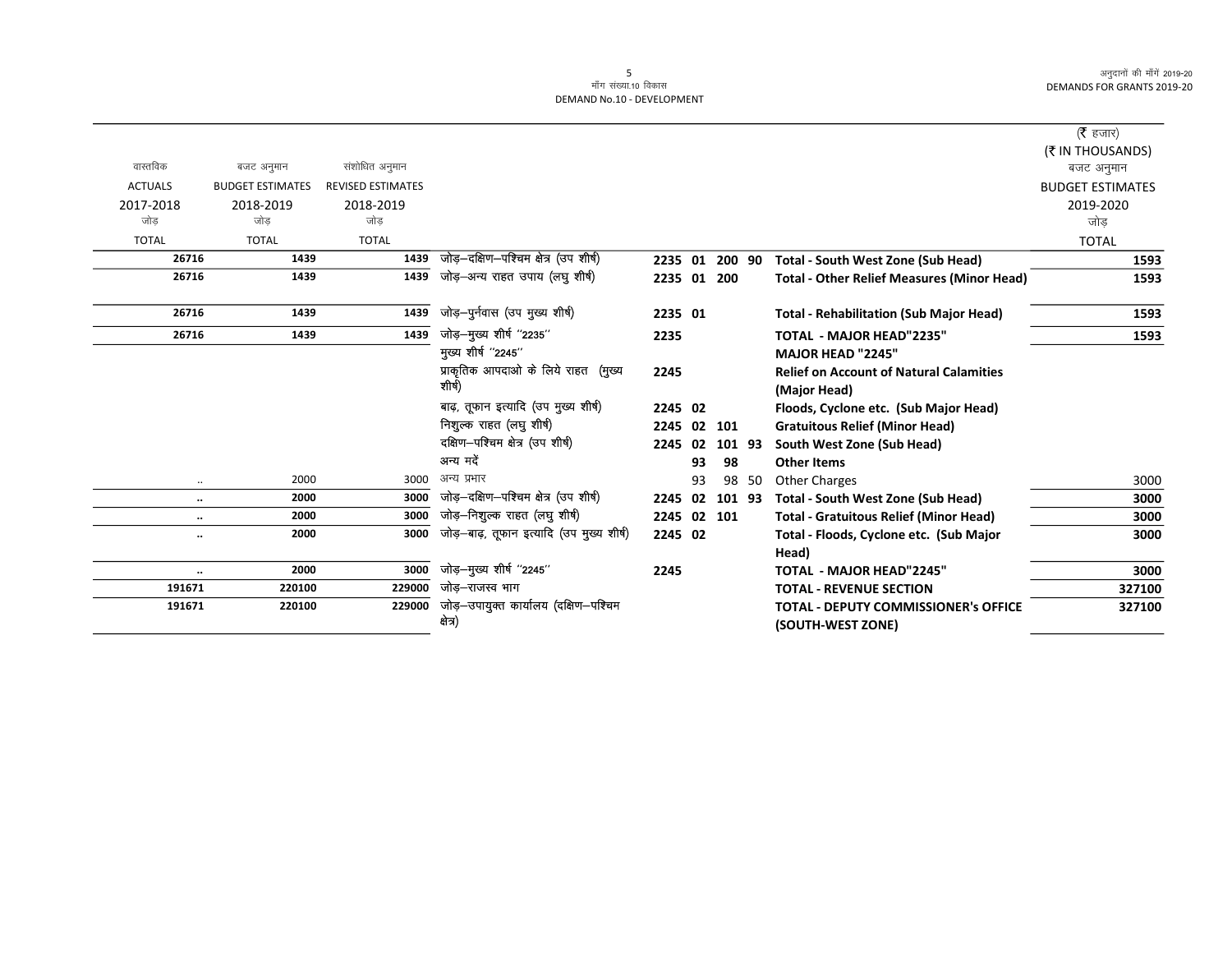मॉंग संख्या.10 विकास
DEMAND No.10 - DEVELOPMENT

| वास्तविक ACTUALS 2017-2018 जोड़ TOTAL | बजट अनुमान BUDGET ESTIMATES 2018-2019 जोड़ TOTAL | संशोधित अनुमान REVISED ESTIMATES 2018-2019 जोड़ TOTAL | | | | | | | (₹ हजार) (₹ IN THOUSANDS) बजट अनुमान BUDGET ESTIMATES 2019-2020 जोड़ TOTAL |
|---|---|---|---|---|---|---|---|---|---|
| 26716 | 1439 | 1439 | जोड़–दक्षिण–पश्चिम क्षेत्र (उप शीर्ष) | 2235 | 01 | 200 | 90 | Total - South West Zone (Sub Head) | 1593 |
| 26716 | 1439 | 1439 | जोड़–अन्य राहत उपाय (लघु शीर्ष) | 2235 | 01 | 200 | | Total - Other Relief Measures (Minor Head) | 1593 |
| 26716 | 1439 | 1439 | जोड़–पुर्नवास (उप मुख्य शीर्ष) | 2235 | 01 | | | Total - Rehabilitation (Sub Major Head) | 1593 |
| 26716 | 1439 | 1439 | जोड़–मुख्य शीर्ष "2235" | 2235 | | | | TOTAL - MAJOR HEAD"2235" | 1593 |
| | | | मुख्य शीर्ष "2245" | | | | | MAJOR HEAD "2245" | |
| | | | प्राकृतिक आपदाओ के लिये राहत (मुख्य शीर्ष) | 2245 | | | | Relief on Account of Natural Calamities (Major Head) | |
| | | | बाढ़, तूफान इत्यादि (उप मुख्य शीर्ष) | 2245 | 02 | | | Floods, Cyclone etc. (Sub Major Head) | |
| | | | निशुल्क राहत (लघु शीर्ष) | 2245 | 02 | 101 | | Gratuitous Relief (Minor Head) | |
| | | | दक्षिण–पश्चिम क्षेत्र (उप शीर्ष) | 2245 | 02 | 101 | 93 | South West Zone (Sub Head) | |
| | | | अन्य मदें | | 93 | 98 | | Other Items | |
| .. | 2000 | 3000 | अन्य प्रभार | | 93 | 98 | 50 | Other Charges | 3000 |
| .. | 2000 | 3000 | जोड़–दक्षिण–पश्चिम क्षेत्र (उप शीर्ष) | 2245 | 02 | 101 | 93 | Total - South West Zone (Sub Head) | 3000 |
| .. | 2000 | 3000 | जोड़–निशुल्क राहत (लघु शीर्ष) | 2245 | 02 | 101 | | Total - Gratuitous Relief (Minor Head) | 3000 |
| .. | 2000 | 3000 | जोड़–बाढ़, तूफान इत्यादि (उप मुख्य शीर्ष) | 2245 | 02 | | | Total - Floods, Cyclone etc. (Sub Major Head) | 3000 |
| .. | 2000 | 3000 | जोड़–मुख्य शीर्ष "2245" | 2245 | | | | TOTAL - MAJOR HEAD"2245" | 3000 |
| 191671 | 220100 | 229000 | जोड़–राजस्व भाग | | | | | TOTAL - REVENUE SECTION | 327100 |
| 191671 | 220100 | 229000 | जोड़–उपायुक्त कार्यालय (दक्षिण–पश्चिम क्षेत्र) | | | | | TOTAL - DEPUTY COMMISSIONER's OFFICE (SOUTH-WEST ZONE) | 327100 |